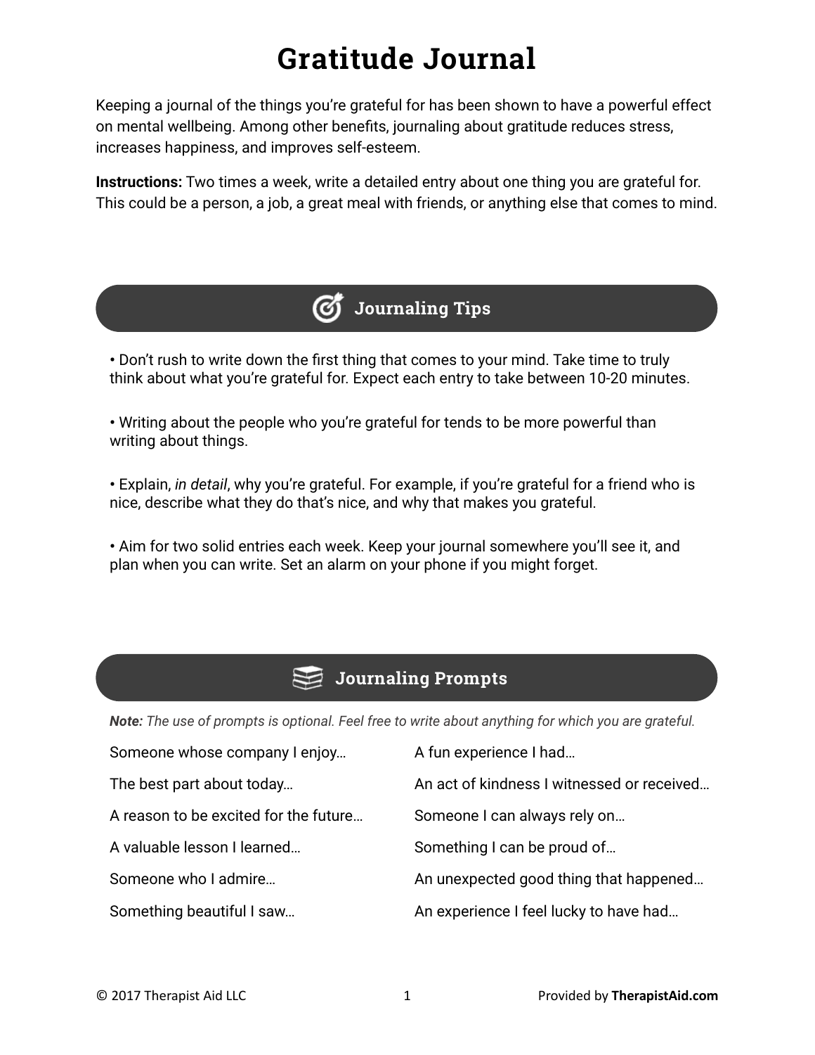# Gratitude Journal

Keeping a journal of the things you're grateful for has been shown to have a powerful effect on mental wellbeing. Among other benefits, journaling about gratitude reduces stress, increases happiness, and improves self-esteem.

**Instructions:** Two times a week, write a detailed entry about one thing you are grateful for. This could be a person, a job, a great meal with friends, or anything else that comes to mind.

## Journaling Tips

- Don't rush to write down the first thing that comes to your mind. Take time to truly think about what you're grateful for. Expect each entry to take between 10-20 minutes.
- Writing about the people who you're grateful for tends to be more powerful than writing about things.
- Explain, *in detail*, why you're grateful. For example, if you're grateful for a friend who is nice, describe what they do that's nice, and why that makes you grateful.
- Aim for two solid entries each week. Keep your journal somewhere you'll see it, and plan when you can write. Set an alarm on your phone if you might forget.

## Journaling Prompts

***Note:*** *The use of prompts is optional. Feel free to write about anything for which you are grateful.*

Someone whose company I enjoy…

The best part about today…

A reason to be excited for the future…

A valuable lesson I learned…

Someone who I admire…

Something beautiful I saw…

A fun experience I had…

An act of kindness I witnessed or received…

Someone I can always rely on…

Something I can be proud of…

An unexpected good thing that happened…

An experience I feel lucky to have had…

© 2017 Therapist Aid LLC

Provided by **TherapistAid.com**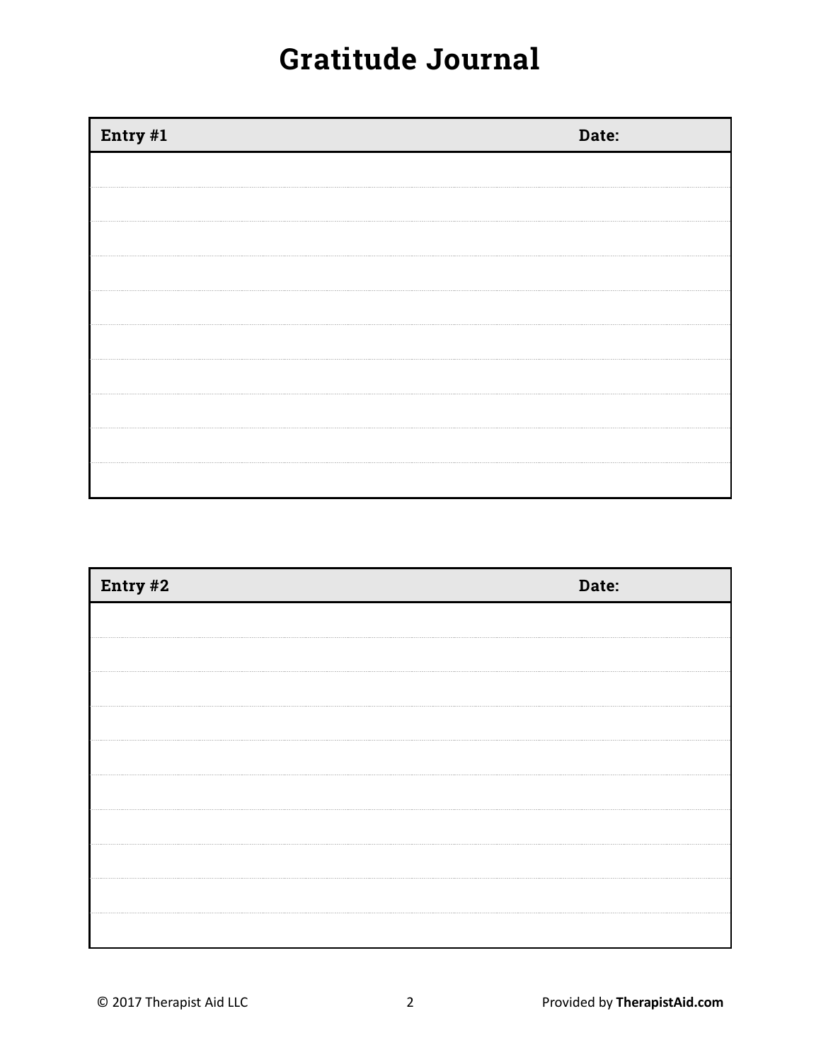# Gratitude Journal

| Entry #1 | Date: |
| --- | --- |
| | |
| | |
| | |
| | |
| | |
| | |
| | |
| | |
| | |
| | |

| Entry #2 | Date: |
| --- | --- |
| | |
| | |
| | |
| | |
| | |
| | |
| | |
| | |
| | |
| | |

© 2017 Therapist Aid LLC

Provided by **TherapistAid.com**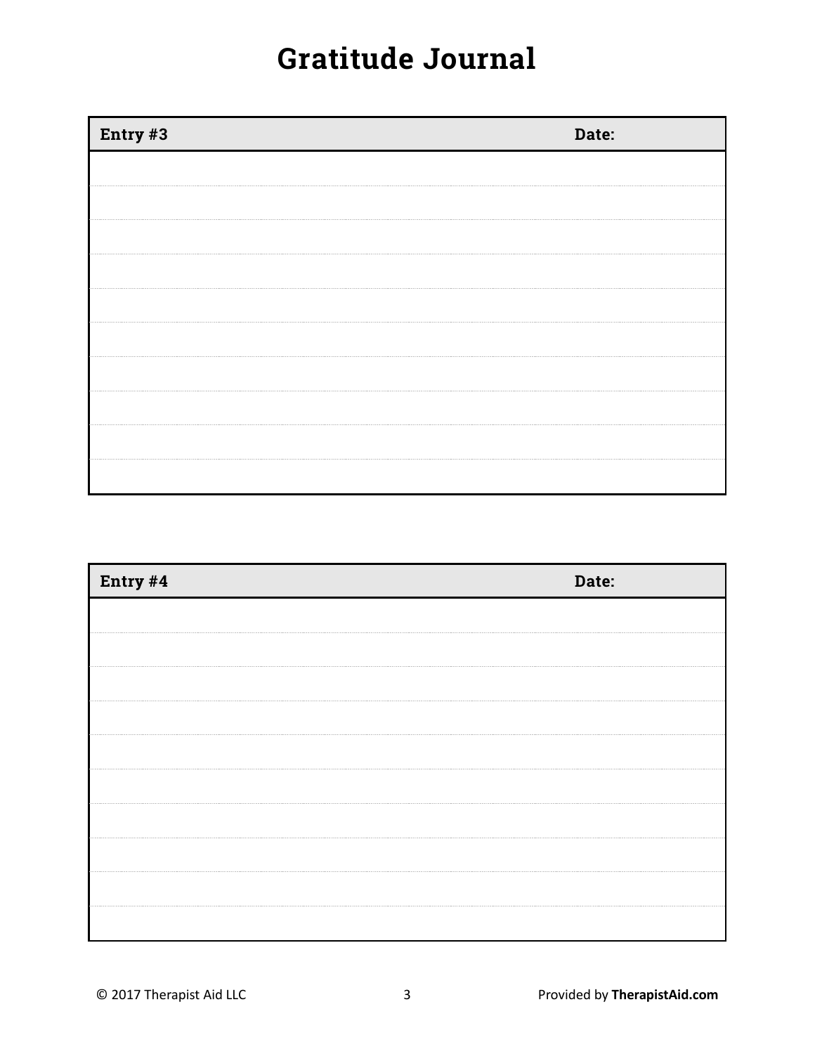# Gratitude Journal

| Entry #3 | Date: |
|---|---|
| | |
| | |
| | |
| | |
| | |
| | |
| | |
| | |
| | |
| | |

| Entry #4 | Date: |
|---|---|
| | |
| | |
| | |
| | |
| | |
| | |
| | |
| | |
| | |
| | |

© 2017 Therapist Aid LLC

Provided by **TherapistAid.com**